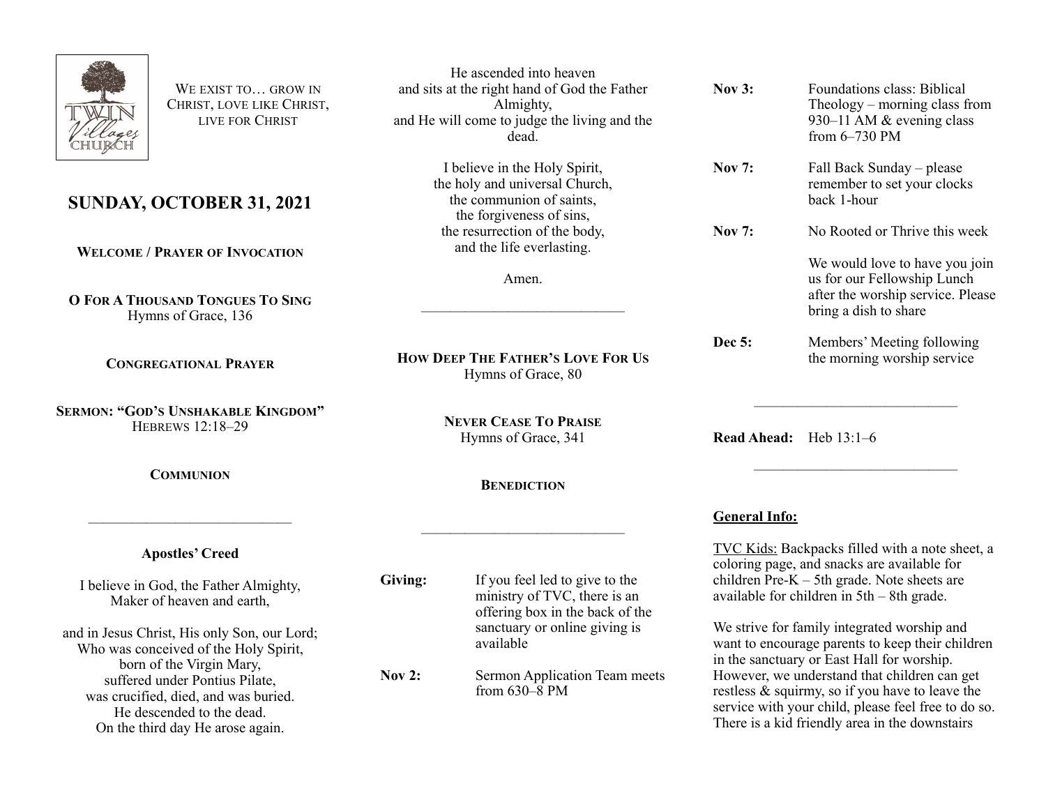WE EXIST TO… GROW IN CHRIST, LOVE LIKE CHRIST, LIVE FOR CHRIST

# SUNDAY, OCTOBER 31, 2021

**WELCOME / PRAYER OF INVOCATION**

**O FOR A THOUSAND TONGUES TO SING**
Hymns of Grace, 136

**CONGREGATIONAL PRAYER**

**SERMON: "GOD'S UNSHAKABLE KINGDOM"**
HEBREWS 12:18–29

**COMMUNION**

---

**Apostles' Creed**

I believe in God, the Father Almighty,
Maker of heaven and earth,

and in Jesus Christ, His only Son, our Lord;
Who was conceived of the Holy Spirit,
born of the Virgin Mary,
suffered under Pontius Pilate,
was crucified, died, and was buried.
He descended to the dead.
On the third day He arose again.
He ascended into heaven
and sits at the right hand of God the Father Almighty,
and He will come to judge the living and the dead.

I believe in the Holy Spirit,
the holy and universal Church,
the communion of saints,
the forgiveness of sins,
the resurrection of the body,
and the life everlasting.

Amen.

---

**HOW DEEP THE FATHER'S LOVE FOR US**
Hymns of Grace, 80

**NEVER CEASE TO PRAISE**
Hymns of Grace, 341

**BENEDICTION**

---

**Giving:** If you feel led to give to the ministry of TVC, there is an offering box in the back of the sanctuary or online giving is available

**Nov 2:** Sermon Application Team meets from 630–8 PM

**Nov 3:** Foundations class: Biblical Theology – morning class from 930–11 AM & evening class from 6–730 PM

**Nov 7:** Fall Back Sunday – please remember to set your clocks back 1-hour

**Nov 7:** No Rooted or Thrive this week

We would love to have you join us for our Fellowship Lunch after the worship service. Please bring a dish to share

**Dec 5:** Members' Meeting following the morning worship service

---

**Read Ahead:** Heb 13:1–6

---

**General Info:**

TVC Kids: Backpacks filled with a note sheet, a coloring page, and snacks are available for children Pre-K – 5th grade. Note sheets are available for children in 5th – 8th grade.

We strive for family integrated worship and want to encourage parents to keep their children in the sanctuary or East Hall for worship. However, we understand that children can get restless & squirmy, so if you have to leave the service with your child, please feel free to do so. There is a kid friendly area in the downstairs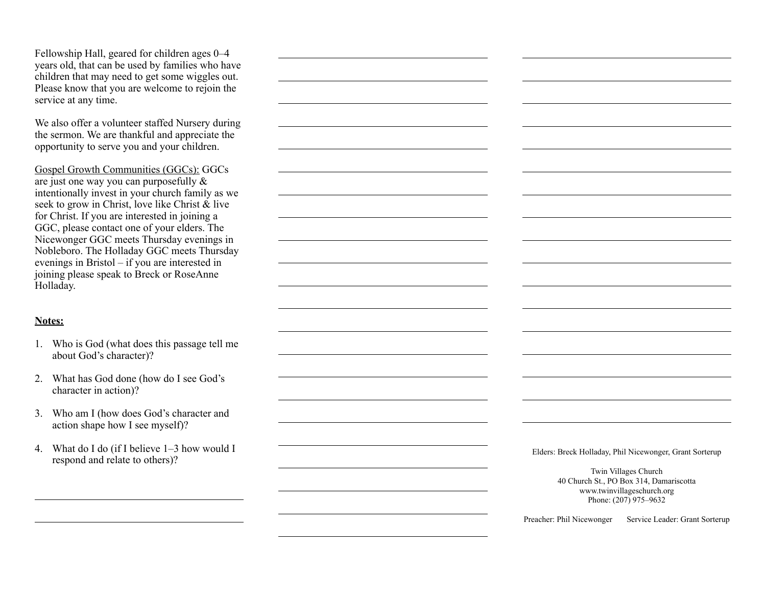Fellowship Hall, geared for children ages 0–4 years old, that can be used by families who have children that may need to get some wiggles out. Please know that you are welcome to rejoin the service at any time.

We also offer a volunteer staffed Nursery during the sermon. We are thankful and appreciate the opportunity to serve you and your children.

Gospel Growth Communities (GGCs): GGCs are just one way you can purposefully & intentionally invest in your church family as we seek to grow in Christ, love like Christ & live for Christ. If you are interested in joining a GGC, please contact one of your elders. The Nicewonger GGC meets Thursday evenings in Nobleboro. The Holladay GGC meets Thursday evenings in Bristol – if you are interested in joining please speak to Breck or RoseAnne Holladay.

**Notes:**

1. Who is God (what does this passage tell me about God's character)?
2. What has God done (how do I see God's character in action)?
3. Who am I (how does God's character and action shape how I see myself)?
4. What do I do (if I believe 1–3 how would I respond and relate to others)?

Elders: Breck Holladay, Phil Nicewonger, Grant Sorterup

Twin Villages Church
40 Church St., PO Box 314, Damariscotta
www.twinvillageschurch.org
Phone: (207) 975–9632

Preacher: Phil Nicewonger Service Leader: Grant Sorterup